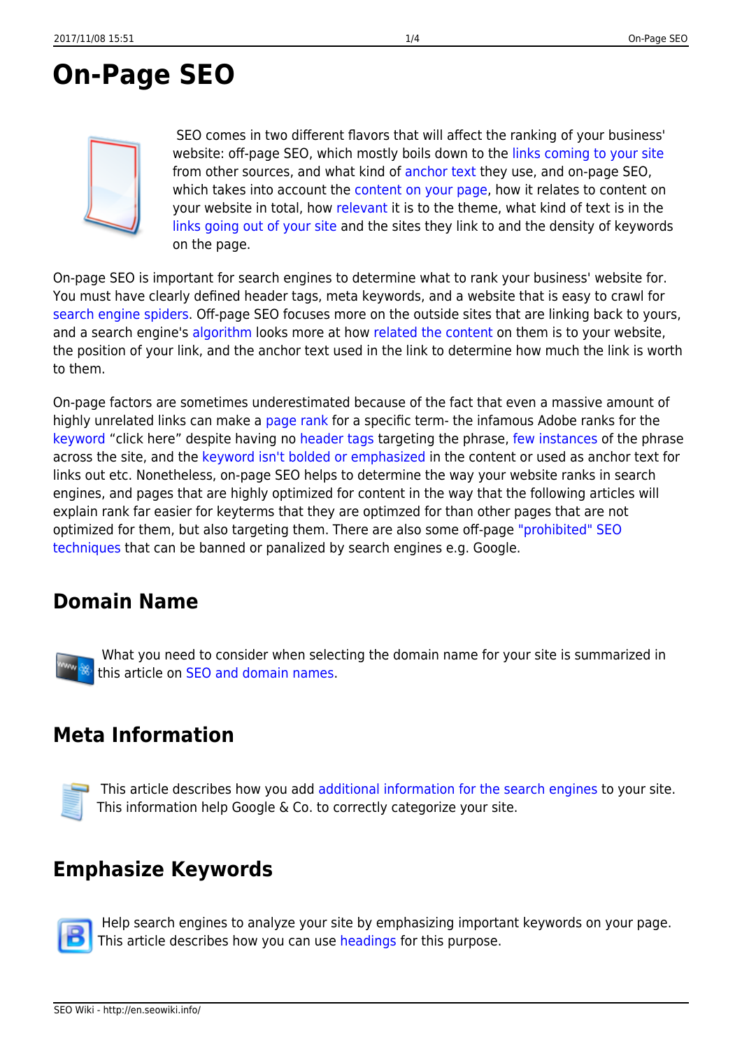# On-Page SEO

SEO comes in two different flavors that will affect the ranking of your business' website: off-page SEO, which mostly boils down to the links coming to your site from other sources, and what kind of anchor text they use, and on-page SEO, which takes into account the content on your page, how it relates to content on your website in total, how relevant it is to the theme, what kind of text is in the links going out of your site and the sites they link to and the density of keywords on the page.

On-page SEO is important for search engines to determine what to rank your business' website for. You must have clearly defined header tags, meta keywords, and a website that is easy to crawl for search engine spiders. Off-page SEO focuses more on the outside sites that are linking back to yours, and a search engine's algorithm looks more at how related the content on them is to your website, the position of your link, and the anchor text used in the link to determine how much the link is worth to them.

On-page factors are sometimes underestimated because of the fact that even a massive amount of highly unrelated links can make a page rank for a specific term- the infamous Adobe ranks for the keyword “click here” despite having no header tags targeting the phrase, few instances of the phrase across the site, and the keyword isn't bolded or emphasized in the content or used as anchor text for links out etc. Nonetheless, on-page SEO helps to determine the way your website ranks in search engines, and pages that are highly optimized for content in the way that the following articles will explain rank far easier for keyterms that they are optimzed for than other pages that are not optimized for them, but also targeting them. There are also some off-page "prohibited" SEO techniques that can be banned or panalized by search engines e.g. Google.

## Domain Name

What you need to consider when selecting the domain name for your site is summarized in this article on SEO and domain names.

## Meta Information

This article describes how you add additional information for the search engines to your site. This information help Google & Co. to correctly categorize your site.

## Emphasize Keywords

Help search engines to analyze your site by emphasizing important keywords on your page. This article describes how you can use headings for this purpose.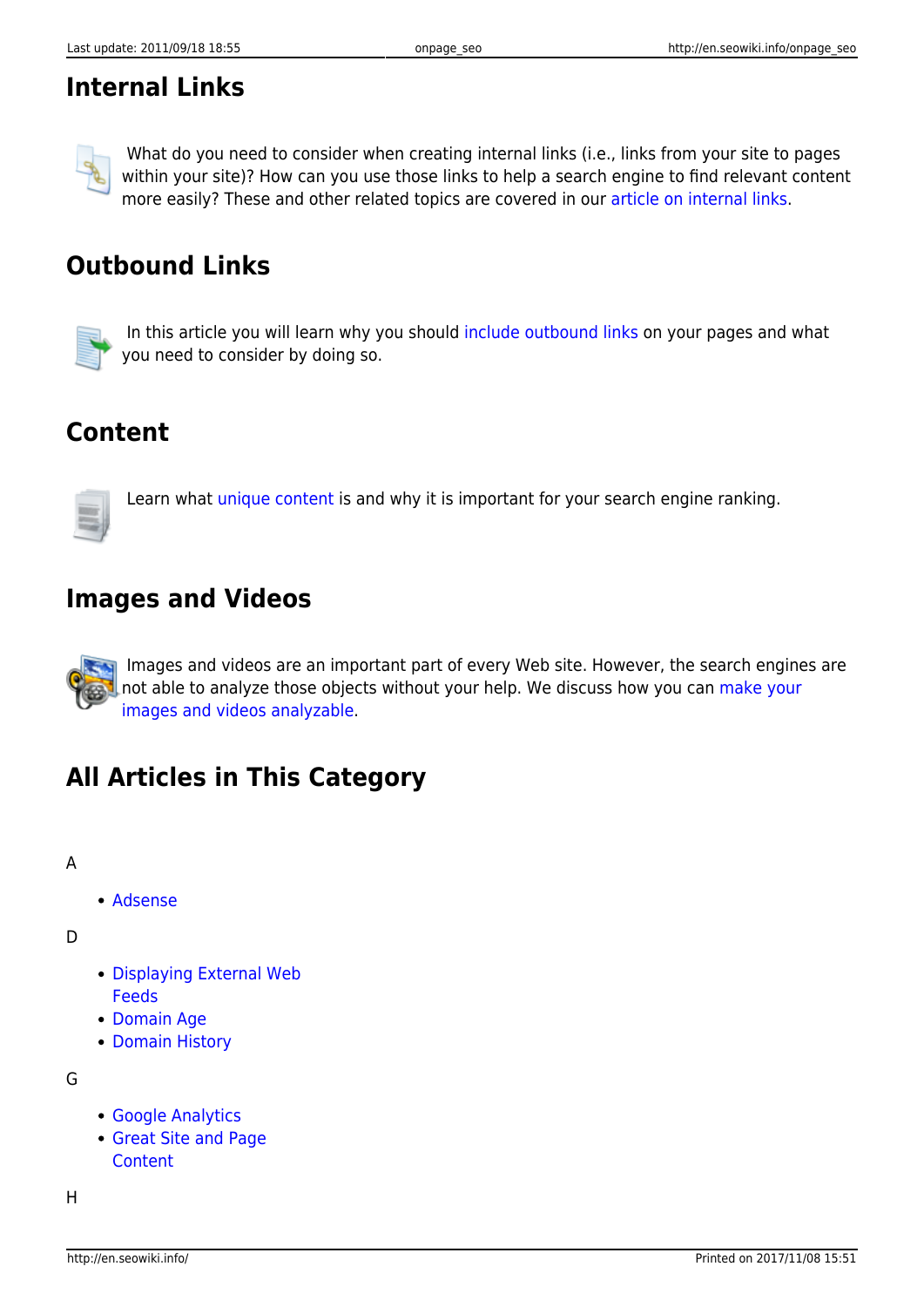## Internal Links

What do you need to consider when creating internal links (i.e., links from your site to pages within your site)? How can you use those links to help a search engine to find relevant content more easily? These and other related topics are covered in our article on internal links.

## Outbound Links

In this article you will learn why you should include outbound links on your pages and what you need to consider by doing so.

## Content

Learn what unique content is and why it is important for your search engine ranking.

## Images and Videos

Images and videos are an important part of every Web site. However, the search engines are not able to analyze those objects without your help. We discuss how you can make your images and videos analyzable.

## All Articles in This Category

A

- Adsense

D

- Displaying External Web Feeds
- Domain Age
- Domain History

G

- Google Analytics
- Great Site and Page Content

H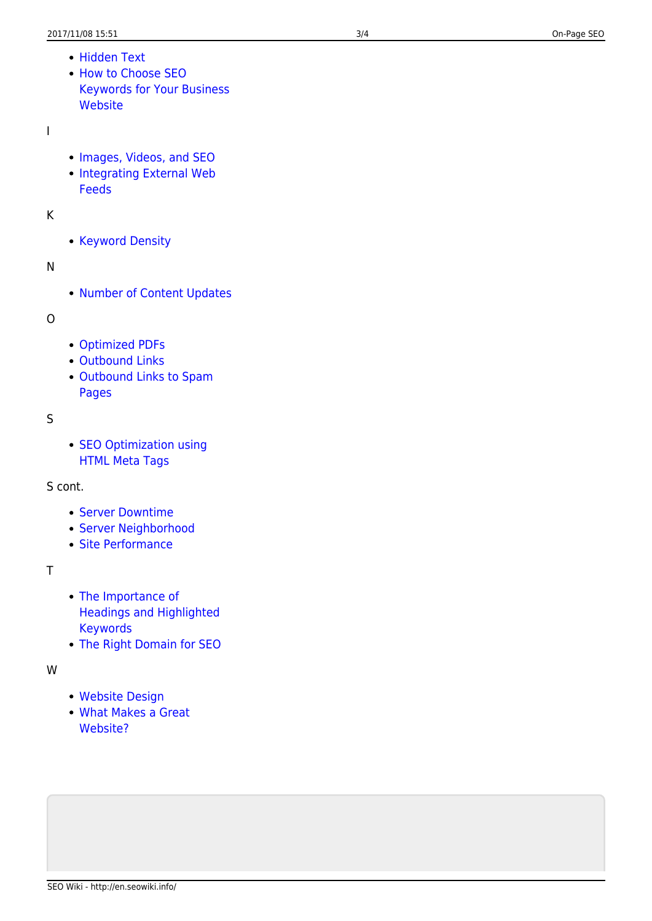- Hidden Text
- How to Choose SEO Keywords for Your Business Website

I

- Images, Videos, and SEO
- Integrating External Web Feeds

K

- Keyword Density

N

- Number of Content Updates

O

- Optimized PDFs
- Outbound Links
- Outbound Links to Spam Pages

S

- SEO Optimization using HTML Meta Tags

S cont.

- Server Downtime
- Server Neighborhood
- Site Performance

T

- The Importance of Headings and Highlighted Keywords
- The Right Domain for SEO

W

- Website Design
- What Makes a Great Website?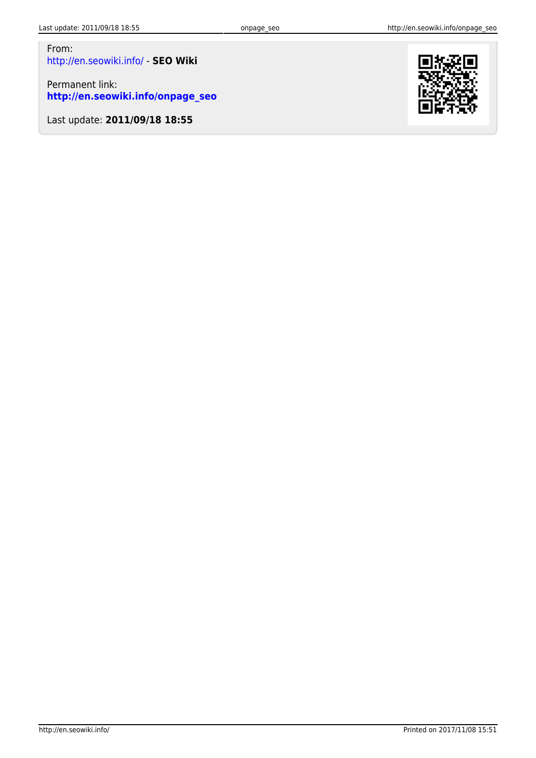From:
http://en.seowiki.info/ - **SEO Wiki**

Permanent link:
**http://en.seowiki.info/onpage_seo**

Last update: **2011/09/18 18:55**